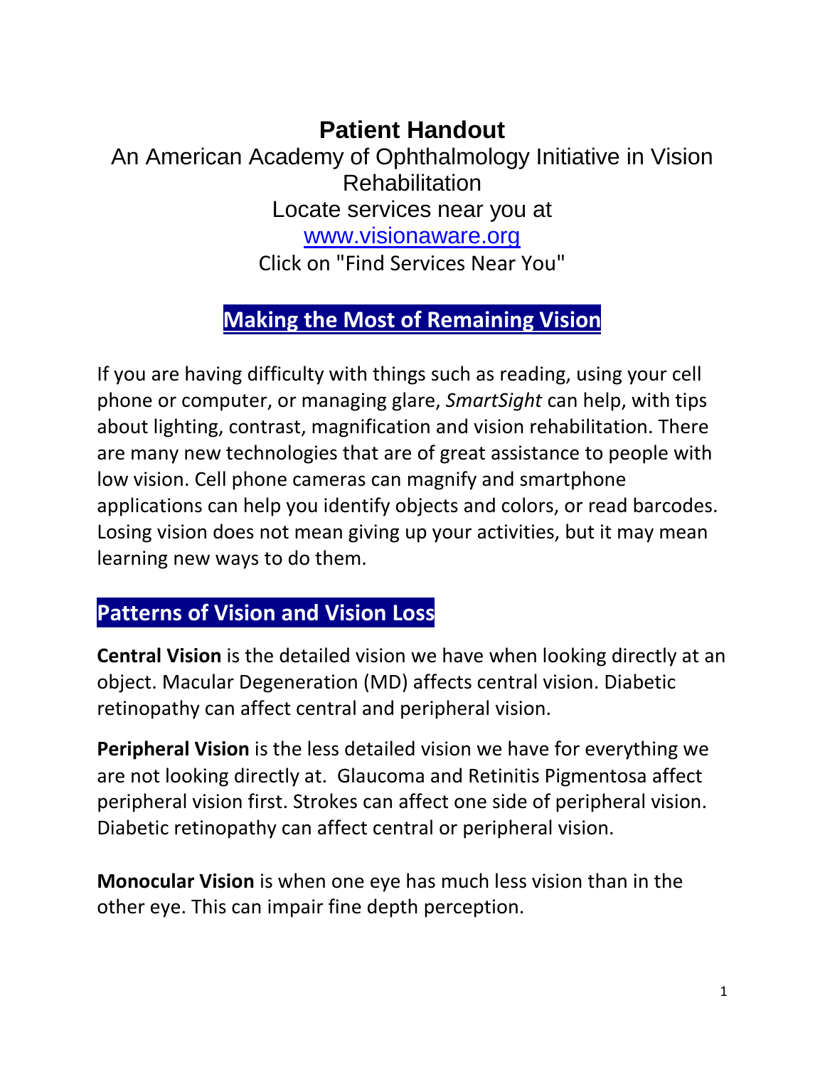# Patient Handout

An American Academy of Ophthalmology Initiative in Vision Rehabilitation

Locate services near you at

www.visionaware.org

Click on "Find Services Near You"

## Making the Most of Remaining Vision

If you are having difficulty with things such as reading, using your cell phone or computer, or managing glare, *SmartSight* can help, with tips about lighting, contrast, magnification and vision rehabilitation. There are many new technologies that are of great assistance to people with low vision. Cell phone cameras can magnify and smartphone applications can help you identify objects and colors, or read barcodes. Losing vision does not mean giving up your activities, but it may mean learning new ways to do them.

## Patterns of Vision and Vision Loss

**Central Vision** is the detailed vision we have when looking directly at an object. Macular Degeneration (MD) affects central vision. Diabetic retinopathy can affect central and peripheral vision.

**Peripheral Vision** is the less detailed vision we have for everything we are not looking directly at. Glaucoma and Retinitis Pigmentosa affect peripheral vision first. Strokes can affect one side of peripheral vision. Diabetic retinopathy can affect central or peripheral vision.

**Monocular Vision** is when one eye has much less vision than in the other eye. This can impair fine depth perception.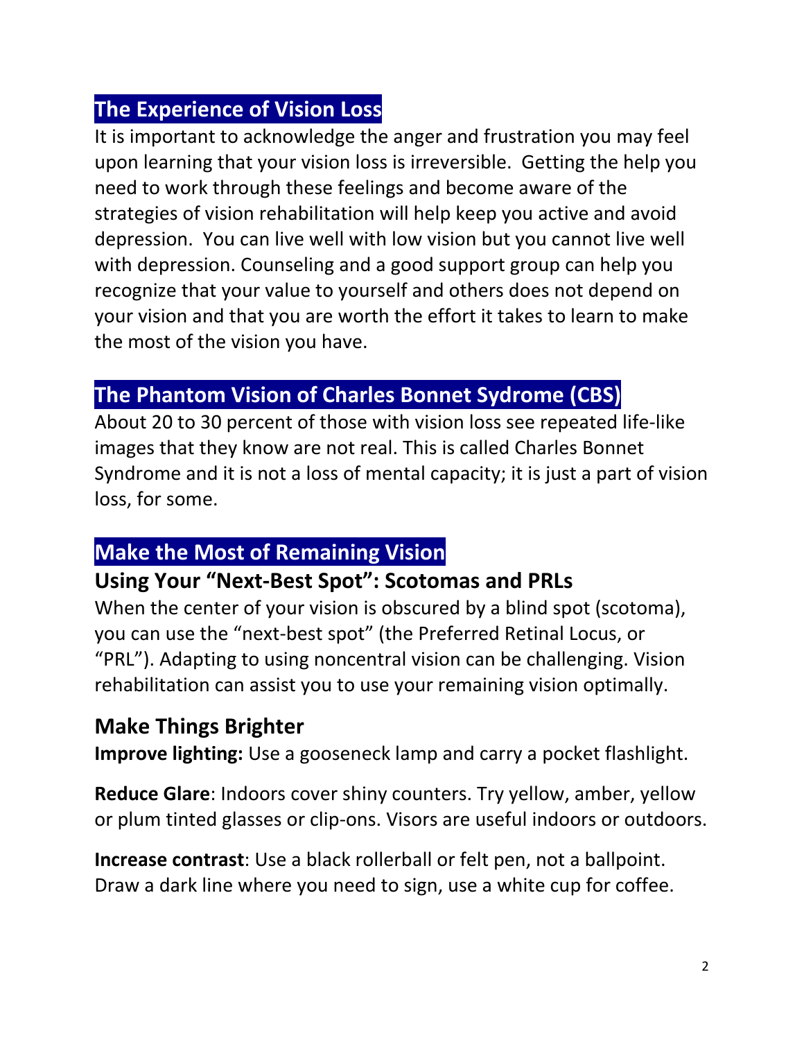## The Experience of Vision Loss

It is important to acknowledge the anger and frustration you may feel upon learning that your vision loss is irreversible.  Getting the help you need to work through these feelings and become aware of the strategies of vision rehabilitation will help keep you active and avoid depression.  You can live well with low vision but you cannot live well with depression. Counseling and a good support group can help you recognize that your value to yourself and others does not depend on your vision and that you are worth the effort it takes to learn to make the most of the vision you have.

## The Phantom Vision of Charles Bonnet Sydrome (CBS)

About 20 to 30 percent of those with vision loss see repeated life-like images that they know are not real. This is called Charles Bonnet Syndrome and it is not a loss of mental capacity; it is just a part of vision loss, for some.

## Make the Most of Remaining Vision

### Using Your “Next-Best Spot”: Scotomas and PRLs

When the center of your vision is obscured by a blind spot (scotoma), you can use the “next-best spot” (the Preferred Retinal Locus, or “PRL”). Adapting to using noncentral vision can be challenging. Vision rehabilitation can assist you to use your remaining vision optimally.

### Make Things Brighter

**Improve lighting:** Use a gooseneck lamp and carry a pocket flashlight.

**Reduce Glare**: Indoors cover shiny counters. Try yellow, amber, yellow or plum tinted glasses or clip-ons. Visors are useful indoors or outdoors.

**Increase contrast**: Use a black rollerball or felt pen, not a ballpoint. Draw a dark line where you need to sign, use a white cup for coffee.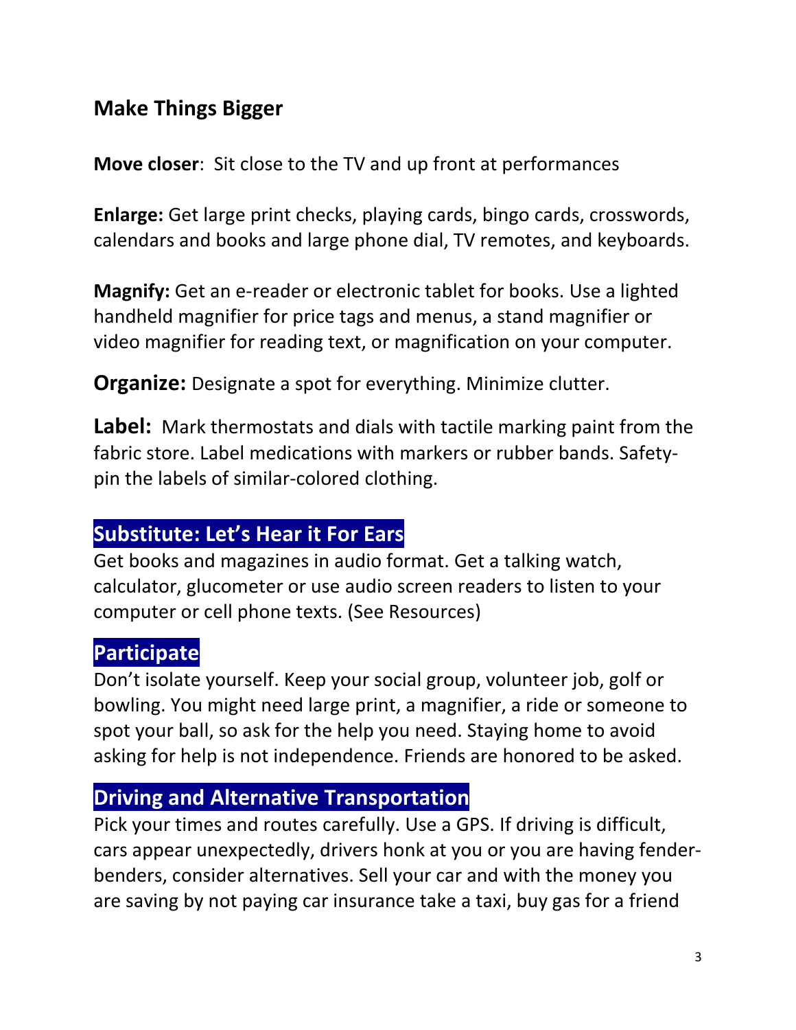## Make Things Bigger

**Move closer**: Sit close to the TV and up front at performances

**Enlarge:** Get large print checks, playing cards, bingo cards, crosswords, calendars and books and large phone dial, TV remotes, and keyboards.

**Magnify:** Get an e-reader or electronic tablet for books. Use a lighted handheld magnifier for price tags and menus, a stand magnifier or video magnifier for reading text, or magnification on your computer.

**Organize:** Designate a spot for everything. Minimize clutter.

**Label:** Mark thermostats and dials with tactile marking paint from the fabric store. Label medications with markers or rubber bands. Safety-pin the labels of similar-colored clothing.

## Substitute: Let's Hear it For Ears

Get books and magazines in audio format. Get a talking watch, calculator, glucometer or use audio screen readers to listen to your computer or cell phone texts. (See Resources)

## Participate

Don't isolate yourself. Keep your social group, volunteer job, golf or bowling. You might need large print, a magnifier, a ride or someone to spot your ball, so ask for the help you need. Staying home to avoid asking for help is not independence. Friends are honored to be asked.

## Driving and Alternative Transportation

Pick your times and routes carefully. Use a GPS. If driving is difficult, cars appear unexpectedly, drivers honk at you or you are having fender-benders, consider alternatives. Sell your car and with the money you are saving by not paying car insurance take a taxi, buy gas for a friend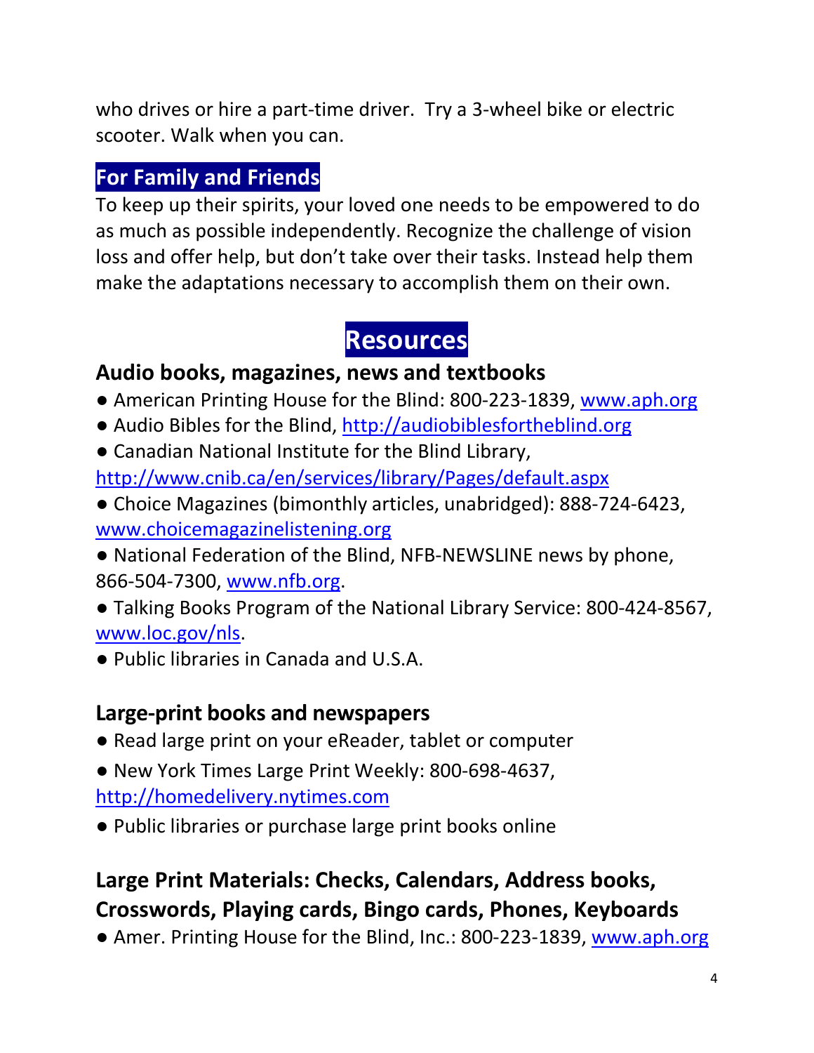who drives or hire a part-time driver. Try a 3-wheel bike or electric scooter. Walk when you can.

## For Family and Friends

To keep up their spirits, your loved one needs to be empowered to do as much as possible independently. Recognize the challenge of vision loss and offer help, but don't take over their tasks. Instead help them make the adaptations necessary to accomplish them on their own.

# Resources

### Audio books, magazines, news and textbooks

- American Printing House for the Blind: 800-223-1839, www.aph.org
- Audio Bibles for the Blind, http://audiobiblesfortheblind.org
- Canadian National Institute for the Blind Library, http://www.cnib.ca/en/services/library/Pages/default.aspx
- Choice Magazines (bimonthly articles, unabridged): 888-724-6423, www.choicemagazinelistening.org
- National Federation of the Blind, NFB-NEWSLINE news by phone, 866-504-7300, www.nfb.org.
- Talking Books Program of the National Library Service: 800-424-8567, www.loc.gov/nls.
- Public libraries in Canada and U.S.A.

### Large-print books and newspapers

- Read large print on your eReader, tablet or computer
- New York Times Large Print Weekly: 800-698-4637, http://homedelivery.nytimes.com
- Public libraries or purchase large print books online

### Large Print Materials: Checks, Calendars, Address books, Crosswords, Playing cards, Bingo cards, Phones, Keyboards

- Amer. Printing House for the Blind, Inc.: 800-223-1839, www.aph.org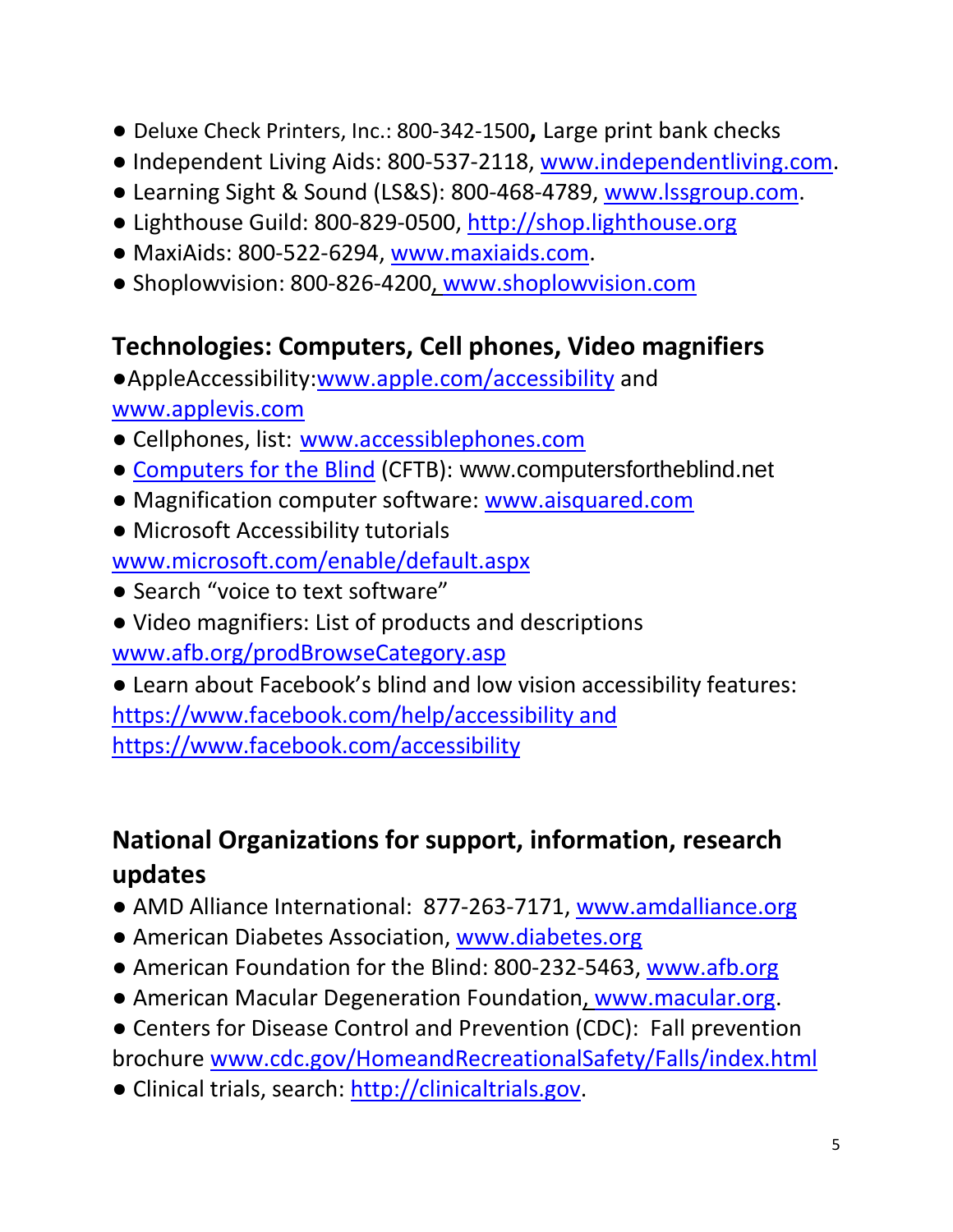- Deluxe Check Printers, Inc.: 800-342-1500**,** Large print bank checks
- Independent Living Aids: 800-537-2118, www.independentliving.com.
- Learning Sight & Sound (LS&S): 800-468-4789, www.lssgroup.com.
- Lighthouse Guild: 800-829-0500, http://shop.lighthouse.org
- MaxiAids: 800-522-6294, www.maxiaids.com.
- Shoplowvision: 800-826-4200, www.shoplowvision.com

## Technologies: Computers, Cell phones, Video magnifiers

- AppleAccessibility:www.apple.com/accessibility and www.applevis.com
- Cellphones, list: www.accessiblephones.com
- Computers for the Blind (CFTB): www.computersfortheblind.net
- Magnification computer software: www.aisquared.com
- Microsoft Accessibility tutorials www.microsoft.com/enable/default.aspx
- Search "voice to text software"
- Video magnifiers: List of products and descriptions www.afb.org/prodBrowseCategory.asp
- Learn about Facebook's blind and low vision accessibility features: https://www.facebook.com/help/accessibility and https://www.facebook.com/accessibility

## National Organizations for support, information, research updates

- AMD Alliance International: 877-263-7171, www.amdalliance.org
- American Diabetes Association, www.diabetes.org
- American Foundation for the Blind: 800-232-5463, www.afb.org
- American Macular Degeneration Foundation, www.macular.org.
- Centers for Disease Control and Prevention (CDC): Fall prevention brochure www.cdc.gov/HomeandRecreationalSafety/Falls/index.html
- Clinical trials, search: http://clinicaltrials.gov.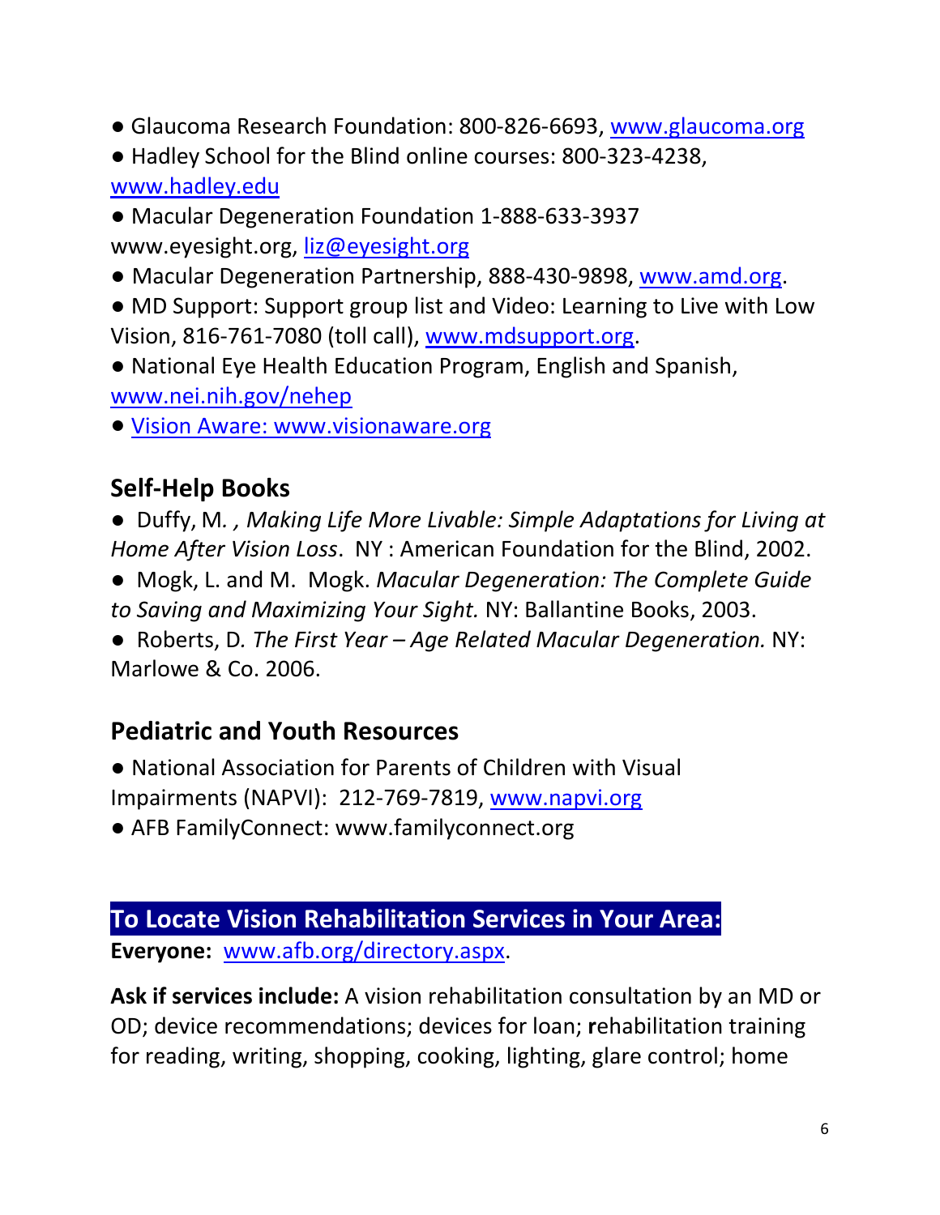- Glaucoma Research Foundation: 800-826-6693, www.glaucoma.org
- Hadley School for the Blind online courses: 800-323-4238, www.hadley.edu
- Macular Degeneration Foundation 1-888-633-3937 www.eyesight.org, liz@eyesight.org
- Macular Degeneration Partnership, 888-430-9898, www.amd.org.
- MD Support: Support group list and Video: Learning to Live with Low Vision, 816-761-7080 (toll call), www.mdsupport.org.
- National Eye Health Education Program, English and Spanish, www.nei.nih.gov/nehep
- Vision Aware: www.visionaware.org

## Self-Help Books

- Duffy, M. , *Making Life More Livable: Simple Adaptations for Living at Home After Vision Loss*. NY : American Foundation for the Blind, 2002.
- Mogk, L. and M. Mogk. *Macular Degeneration: The Complete Guide to Saving and Maximizing Your Sight.* NY: Ballantine Books, 2003.
- Roberts, D*. The First Year – Age Related Macular Degeneration.* NY: Marlowe & Co. 2006.

## Pediatric and Youth Resources

- National Association for Parents of Children with Visual Impairments (NAPVI): 212-769-7819, www.napvi.org
- AFB FamilyConnect: www.familyconnect.org

## To Locate Vision Rehabilitation Services in Your Area:

**Everyone:** www.afb.org/directory.aspx.

**Ask if services include:** A vision rehabilitation consultation by an MD or OD; device recommendations; devices for loan; **r**ehabilitation training for reading, writing, shopping, cooking, lighting, glare control; home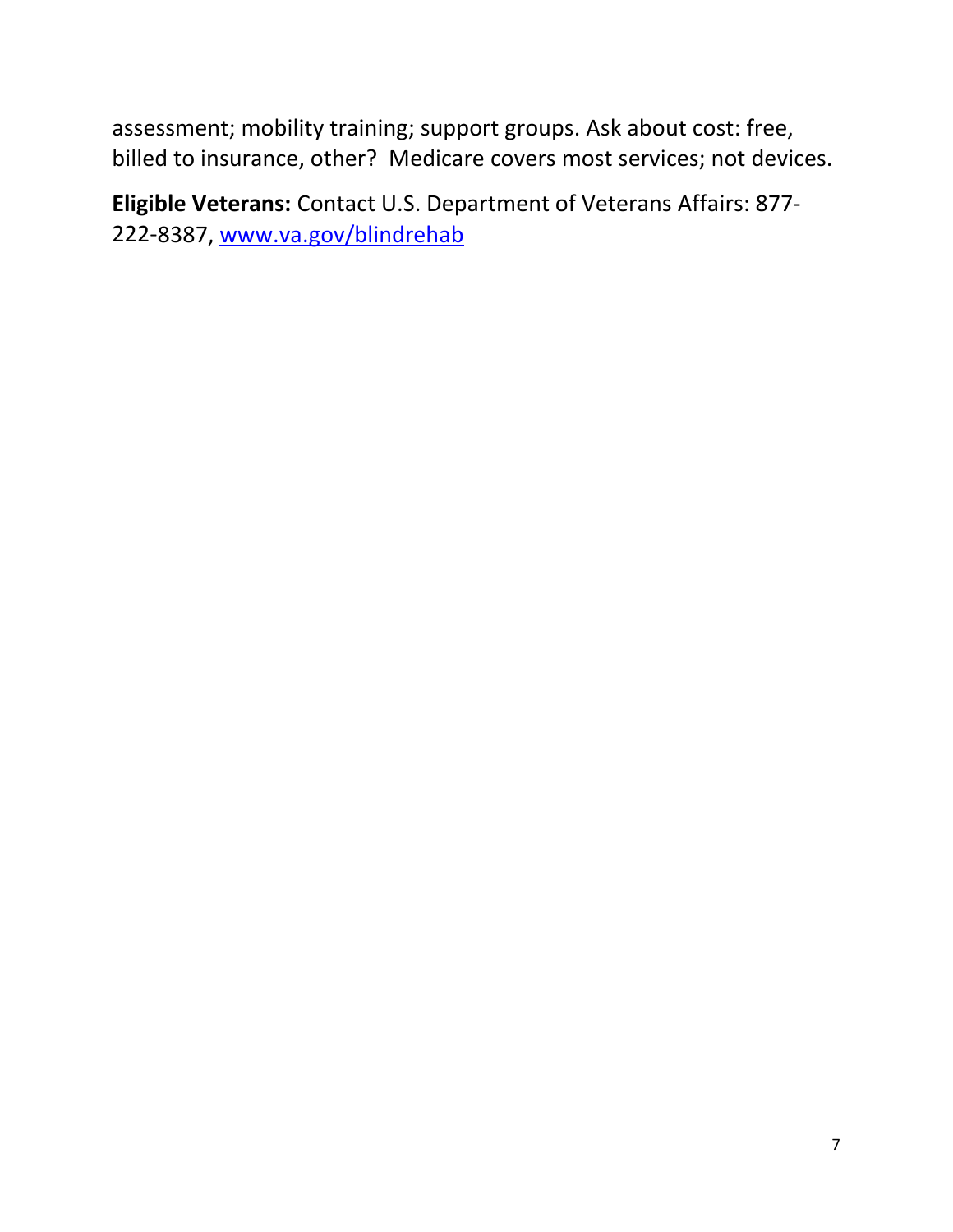assessment; mobility training; support groups. Ask about cost: free, billed to insurance, other? Medicare covers most services; not devices.

**Eligible Veterans:** Contact U.S. Department of Veterans Affairs: 877-222-8387, [www.va.gov/blindrehab](http://www.va.gov/blindrehab)